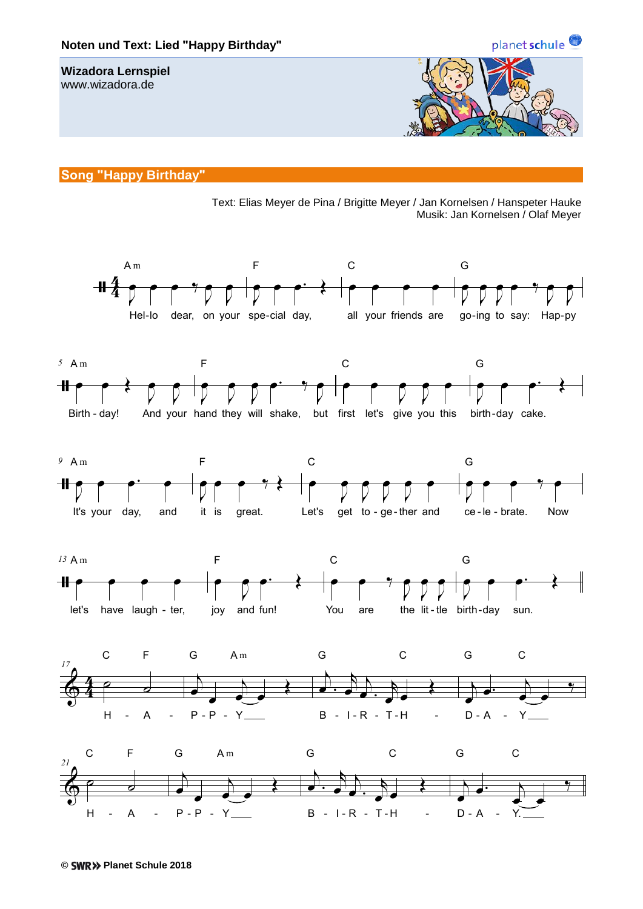**Noten und Text: Lied "Happy Birthday"**

**Wizadora Lernspiel**
www.wizadora.de

## Song "Happy Birthday"

Text: Elias Meyer de Pina / Brigitte Meyer / Jan Kornelsen / Hanspeter Hauke
Musik: Jan Kornelsen / Olaf Meyer

Am F C G
Hel-lo dear, on your spe-cial day, all your friends are go-ing to say: Hap-py

5 Am F C G
Birth - day! And your hand they will shake, but first let's give you this birth-day cake.

9 Am F C G
It's your day, and it is great. Let's get to - ge - ther and ce - le - brate. Now

13 Am F C G
let's have laugh - ter, joy and fun! You are the lit - tle birth-day sun.

17 C F G Am G C G C
H - A - P - P - Y B - I - R - T - H - D - A - Y

21 C F G Am G C G C
H - A - P - P - Y B - I - R - T - H - D - A - Y.

© SWR Planet Schule 2018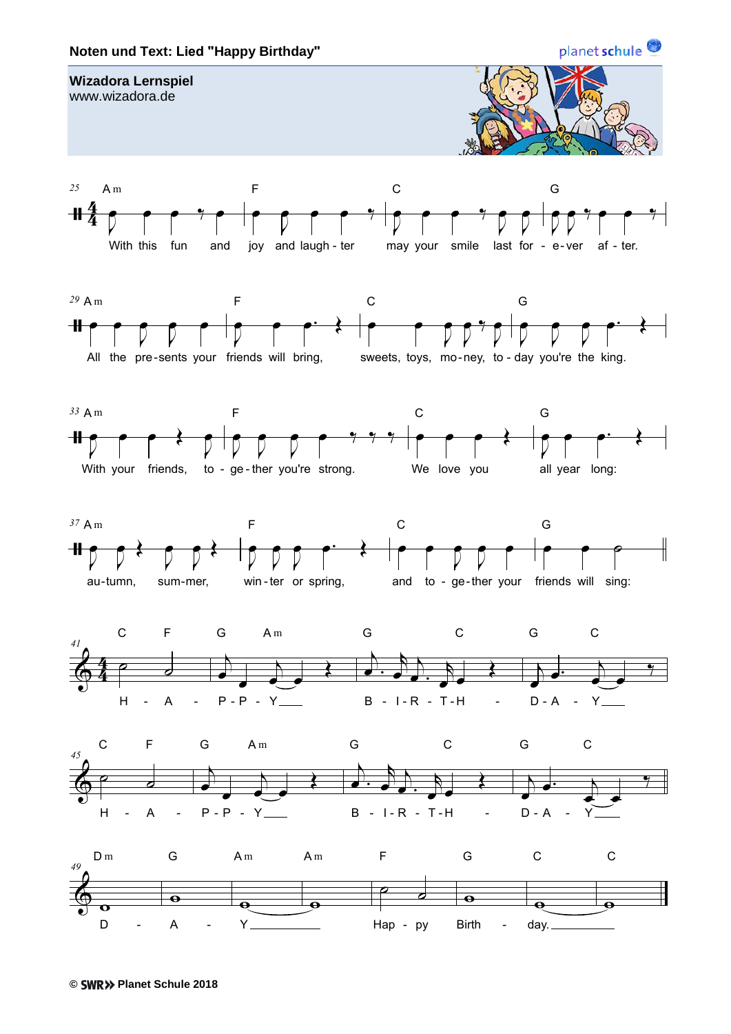Noten und Text: Lied "Happy Birthday"

**Wizadora Lernspiel**
www.wizadora.de

25 Am — F — C — G

With this fun and joy and laugh - ter may your smile last for - e-ver af - ter.

29 Am — F — C — G

All the pre-sents your friends will bring, sweets, toys, mo-ney, to - day you're the king.

33 Am — F — C — G

With your friends, to - ge-ther you're strong. We love you all year long:

37 Am — F — C — G

au-tumn, sum-mer, win-ter or spring, and to - ge-ther your friends will sing:

41 C F G Am G C G C

H - A - P - P - Y___ B - I - R - T - H - D - A - Y___

45 C F G Am G C G C

H - A - P - P - Y___ B - I - R - T - H - D - A - Y___

49 Dm G Am Am F G C C

D - A - Y___ Hap - py Birth - day.___

© SWR Planet Schule 2018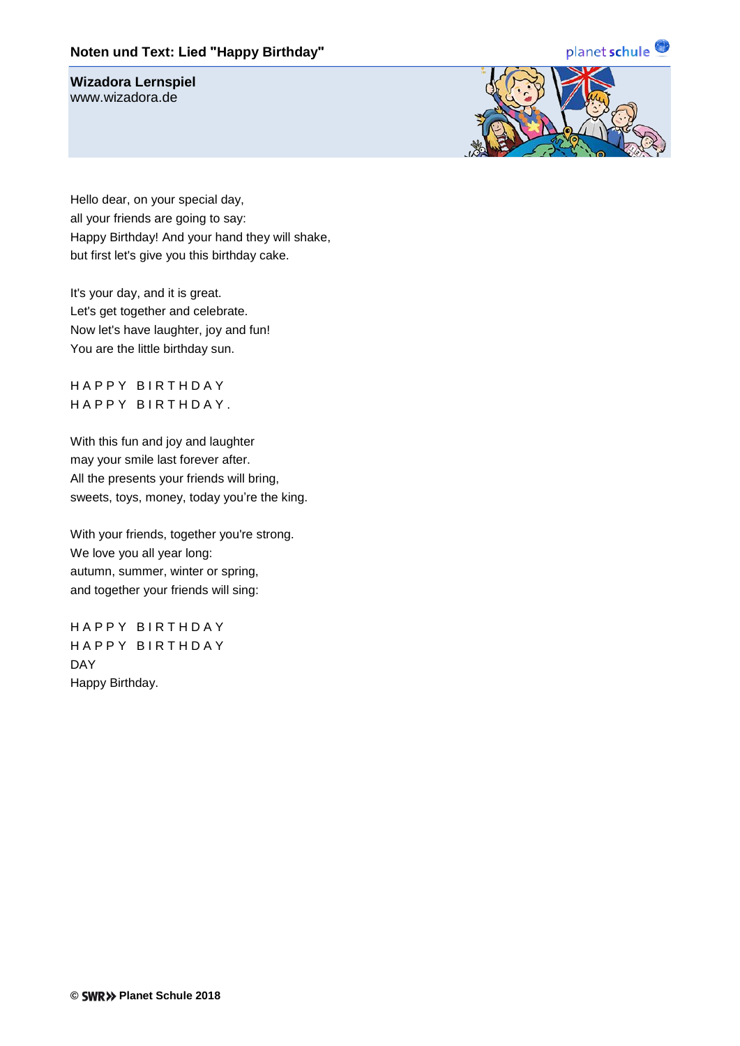# Noten und Text: Lied "Happy Birthday"

**Wizadora Lernspiel**
www.wizadora.de

Hello dear, on your special day,
all your friends are going to say:
Happy Birthday! And your hand they will shake,
but first let's give you this birthday cake.

It's your day, and it is great.
Let's get together and celebrate.
Now let's have laughter, joy and fun!
You are the little birthday sun.

H A P P Y   B I R T H D A Y
H A P P Y   B I R T H D A Y .

With this fun and joy and laughter
may your smile last forever after.
All the presents your friends will bring,
sweets, toys, money, today you're the king.

With your friends, together you're strong.
We love you all year long:
autumn, summer, winter or spring,
and together your friends will sing:

H A P P Y   B I R T H D A Y
H A P P Y   B I R T H D A Y
DAY
Happy Birthday.

© SWR Planet Schule 2018